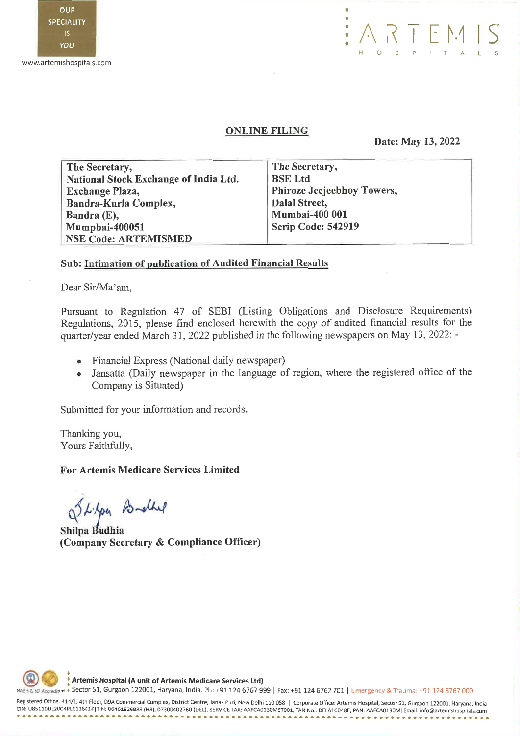OUR SPECIALITY IS *YOU*

www.artemishospitals.com

ARTEMIS HOSPITALS

## ONLINE FILING

**Date: May 13, 2022**

| | |
|---|---|
| **The Secretary,** **National Stock Exchange of India Ltd.** **Exchange Plaza,** **Bandra-Kurla Complex,** **Bandra (E),** **Mumpbai-400051** **NSE Code: ARTEMISMED** | **The Secretary,** **BSE Ltd** **Phiroze Jeejeebhoy Towers,** **Dalal Street,** **Mumbai-400 001** **Scrip Code: 542919** |

**Sub: Intimation of publication of Audited Financial Results**

Dear Sir/Ma'am,

Pursuant to Regulation 47 of SEBI (Listing Obligations and Disclosure Requirements) Regulations, 2015, please find enclosed herewith the copy of audited financial results for the quarter/year ended March 31, 2022 published in the following newspapers on May 13, 2022: -

- Financial Express (National daily newspaper)
- Jansatta (Daily newspaper in the language of region, where the registered office of the Company is Situated)

Submitted for your information and records.

Thanking you,
Yours Faithfully,

**For Artemis Medicare Services Limited**

**Shilpa Budhia**
**(Company Secretary & Compliance Officer)**

**Artemis Hospital (A unit of Artemis Medicare Services Ltd)**
NABH & JCI Accredited Sector 51, Gurgaon 122001, Haryana, India. Ph: +91 124 6767 999 | Fax: +91 124 6767 701 | Emergency & Trauma: +91 124 6767 000

Registered Office: 414/1, 4th Floor, DDA Commercial Complex, District Centre, Janak Puri, New Delhi 110 058 | Corporate Office: Artemis Hospital, Sector 51, Gurgaon 122001, Haryana, India
CIN: U85110DL2004PLC126414|TIN: 06461826988 (HR), 07300402760 (DEL), SERVICE TAX: AAFCA0130MST001, TAN No.: DELA16048E, PAN: AAFCA0130M|Email: info@artemishospitals.com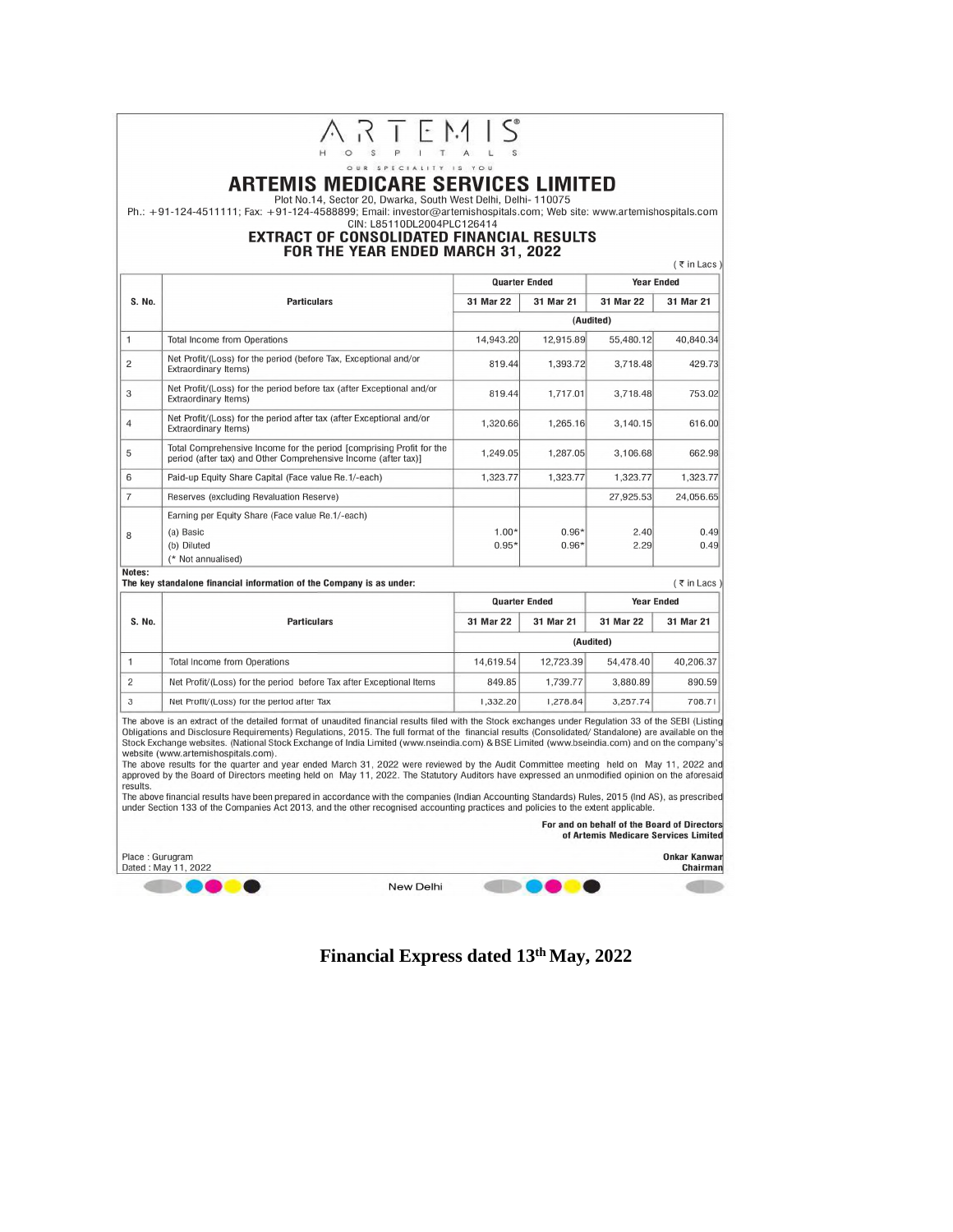ARTEMIS

HOSPITALS

OUR SPECIALITY IS YOU

# ARTEMIS MEDICARE SERVICES LIMITED

Plot No.14, Sector 20, Dwarka, South West Delhi, Delhi- 110075

Ph.: +91-124-4511111; Fax: +91-124-4588899; Email: investor@artemishospitals.com; Web site: www.artemishospitals.com

CIN: L85110DL2004PLC126414

## EXTRACT OF CONSOLIDATED FINANCIAL RESULTS FOR THE YEAR ENDED MARCH 31, 2022

(₹ in Lacs)

| S. No. | Particulars | Quarter Ended | | Year Ended | |
|---|---|---|---|---|---|
| | | 31 Mar 22 | 31 Mar 21 | 31 Mar 22 | 31 Mar 21 |
| | | (Audited) | | | |
| 1 | Total Income from Operations | 14,943.20 | 12,915.89 | 55,480.12 | 40,840.34 |
| 2 | Net Profit/(Loss) for the period (before Tax, Exceptional and/or Extraordinary Items) | 819.44 | 1,393.72 | 3,718.48 | 429.73 |
| 3 | Net Profit/(Loss) for the period before tax (after Exceptional and/or Extraordinary Items) | 819.44 | 1,717.01 | 3,718.48 | 753.02 |
| 4 | Net Profit/(Loss) for the period after tax (after Exceptional and/or Extraordinary Items) | 1,320.66 | 1,265.16 | 3,140.15 | 616.00 |
| 5 | Total Comprehensive Income for the period [comprising Profit for the period (after tax) and Other Comprehensive Income (after tax)] | 1,249.05 | 1,287.05 | 3,106.68 | 662.98 |
| 6 | Paid-up Equity Share Capital (Face value Re.1/-each) | 1,323.77 | 1,323.77 | 1,323.77 | 1,323.77 |
| 7 | Reserves (excluding Revaluation Reserve) | | | 27,925.53 | 24,056.65 |
| 8 | Earning per Equity Share (Face value Re.1/-each) (a) Basic (b) Diluted (* Not annualised) | 1.00* 0.95* | 0.96* 0.96* | 2.40 2.29 | 0.49 0.49 |

**Notes:**

**The key standalone financial information of the Company is as under:**

(₹ in Lacs)

| S. No. | Particulars | Quarter Ended | | Year Ended | |
|---|---|---|---|---|---|
| | | 31 Mar 22 | 31 Mar 21 | 31 Mar 22 | 31 Mar 21 |
| | | (Audited) | | | |
| 1 | Total Income from Operations | 14,619.54 | 12,723.39 | 54,478.40 | 40,206.37 |
| 2 | Net Profit/(Loss) for the period before Tax after Exceptional Items | 849.85 | 1,739.77 | 3,880.89 | 890.59 |
| 3 | Net Profit/(Loss) for the period after Tax | 1,332.20 | 1,278.84 | 3,257.74 | 708.71 |

The above is an extract of the detailed format of unaudited financial results filed with the Stock exchanges under Regulation 33 of the SEBI (Listing Obligations and Disclosure Requirements) Regulations, 2015. The full format of the financial results (Consolidated/ Standalone) are available on the Stock Exchange websites. (National Stock Exchange of India Limited (www.nseindia.com) & BSE Limited (www.bseindia.com) and on the company's website (www.artemishospitals.com).

The above results for the quarter and year ended March 31, 2022 were reviewed by the Audit Committee meeting held on May 11, 2022 and approved by the Board of Directors meeting held on May 11, 2022. The Statutory Auditors have expressed an unmodified opinion on the aforesaid results.

The above financial results have been prepared in accordance with the companies (Indian Accounting Standards) Rules, 2015 (Ind AS), as prescribed under Section 133 of the Companies Act 2013, and the other recognised accounting practices and policies to the extent applicable.

**For and on behalf of the Board of Directors**
**of Artemis Medicare Services Limited**

Place : Gurugram
Dated : May 11, 2022

**Onkar Kanwar**
**Chairman**

New Delhi

**Financial Express dated 13th May, 2022**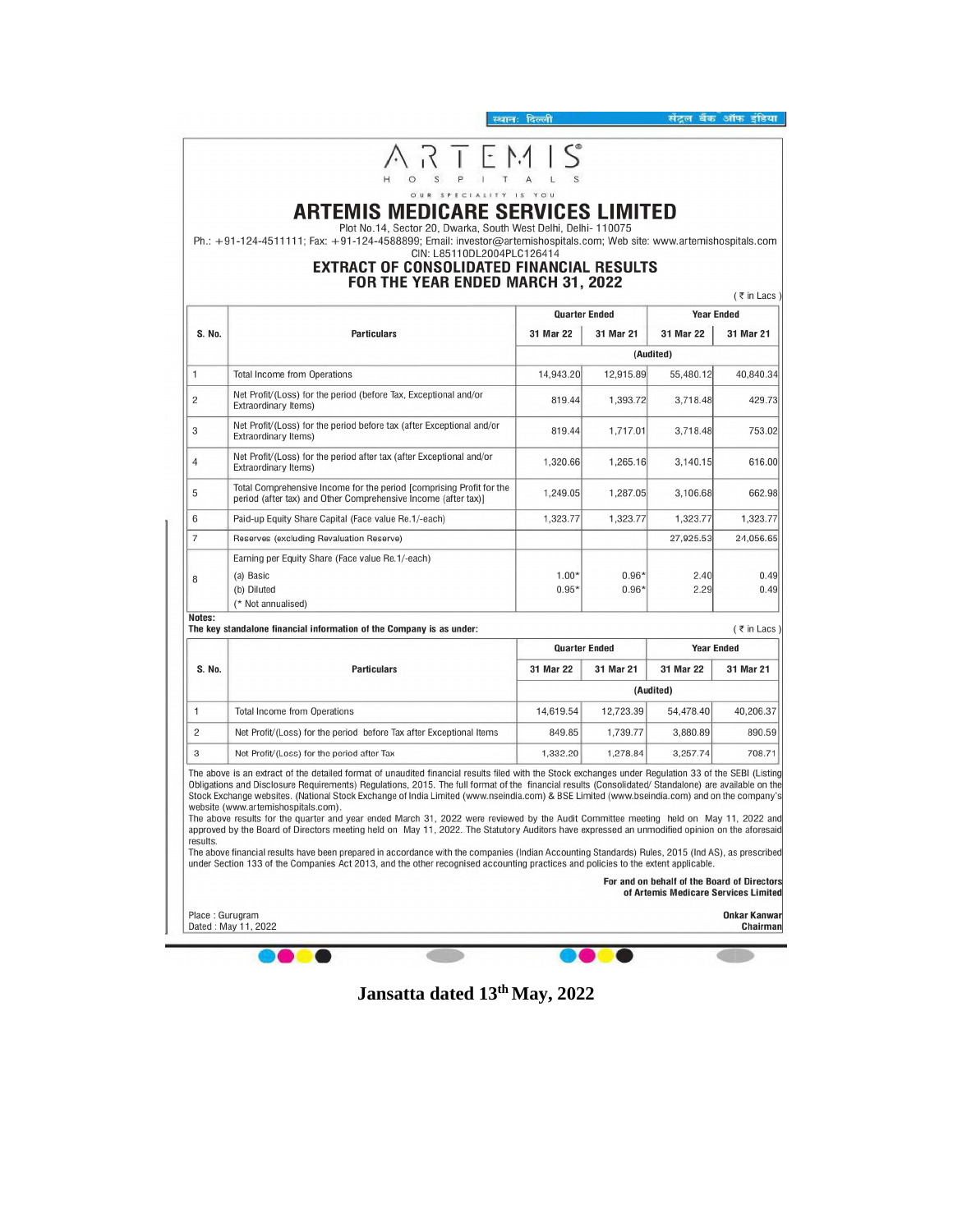स्थान: दिल्ली सेंट्रल बैंक ऑफ इंडिया

ARTEMIS HOSPITALS

OUR SPECIALITY IS YOU

# ARTEMIS MEDICARE SERVICES LIMITED

Plot No.14, Sector 20, Dwarka, South West Delhi, Delhi- 110075

Ph.: +91-124-4511111; Fax: +91-124-4588899; Email: investor@artemishospitals.com; Web site: www.artemishospitals.com

CIN: L85110DL2004PLC126414

## EXTRACT OF CONSOLIDATED FINANCIAL RESULTS FOR THE YEAR ENDED MARCH 31, 2022

(₹ in Lacs)

| S. No. | Particulars | Quarter Ended | | Year Ended | |
|---|---|---|---|---|---|
| | | 31 Mar 22 | 31 Mar 21 | 31 Mar 22 | 31 Mar 21 |
| | | (Audited) | | | |
| 1 | Total Income from Operations | 14,943.20 | 12,915.89 | 55,480.12 | 40,840.34 |
| 2 | Net Profit/(Loss) for the period (before Tax, Exceptional and/or Extraordinary Items) | 819.44 | 1,393.72 | 3,718.48 | 429.73 |
| 3 | Net Profit/(Loss) for the period before tax (after Exceptional and/or Extraordinary Items) | 819.44 | 1,717.01 | 3,718.48 | 753.02 |
| 4 | Net Profit/(Loss) for the period after tax (after Exceptional and/or Extraordinary Items) | 1,320.66 | 1,265.16 | 3,140.15 | 616.00 |
| 5 | Total Comprehensive Income for the period [comprising Profit for the period (after tax) and Other Comprehensive Income (after tax)] | 1,249.05 | 1,287.05 | 3,106.68 | 662.98 |
| 6 | Paid-up Equity Share Capital (Face value Re.1/-each) | 1,323.77 | 1,323.77 | 1,323.77 | 1,323.77 |
| 7 | Reserves (excluding Revaluation Reserve) | | | 27,925.53 | 24,056.65 |
| 8 | Earning per Equity Share (Face value Re.1/-each)<br>(a) Basic<br>(b) Diluted<br>(* Not annualised) | <br>1.00*<br>0.95* | <br>0.96*<br>0.96* | <br>2.40<br>2.29 | <br>0.49<br>0.49 |

**Notes:**

**The key standalone financial information of the Company is as under:**

(₹ in Lacs)

| S. No. | Particulars | Quarter Ended | | Year Ended | |
|---|---|---|---|---|---|
| | | 31 Mar 22 | 31 Mar 21 | 31 Mar 22 | 31 Mar 21 |
| | | (Audited) | | | |
| 1 | Total Income from Operations | 14,619.54 | 12,723.39 | 54,478.40 | 40,206.37 |
| 2 | Net Profit/(Loss) for the period before Tax after Exceptional Items | 849.85 | 1,739.77 | 3,880.89 | 890.59 |
| 3 | Net Profit/(Loss) for the period after Tax | 1,332.20 | 1,278.84 | 3,257.74 | 708.71 |

The above is an extract of the detailed format of unaudited financial results filed with the Stock exchanges under Regulation 33 of the SEBI (Listing Obligations and Disclosure Requirements) Regulations, 2015. The full format of the financial results (Consolidated/ Standalone) are available on the Stock Exchange websites. (National Stock Exchange of India Limited (www.nseindia.com) & BSE Limited (www.bseindia.com) and on the company's website (www.artemishospitals.com).

The above results for the quarter and year ended March 31, 2022 were reviewed by the Audit Committee meeting held on May 11, 2022 and approved by the Board of Directors meeting held on May 11, 2022. The Statutory Auditors have expressed an unmodified opinion on the aforesaid results.

The above financial results have been prepared in accordance with the companies (Indian Accounting Standards) Rules, 2015 (Ind AS), as prescribed under Section 133 of the Companies Act 2013, and the other recognised accounting practices and policies to the extent applicable.

**For and on behalf of the Board of Directors of Artemis Medicare Services Limited**

Place : Gurugram
Dated : May 11, 2022

**Onkar Kanwar**
**Chairman**

**Jansatta dated 13th May, 2022**